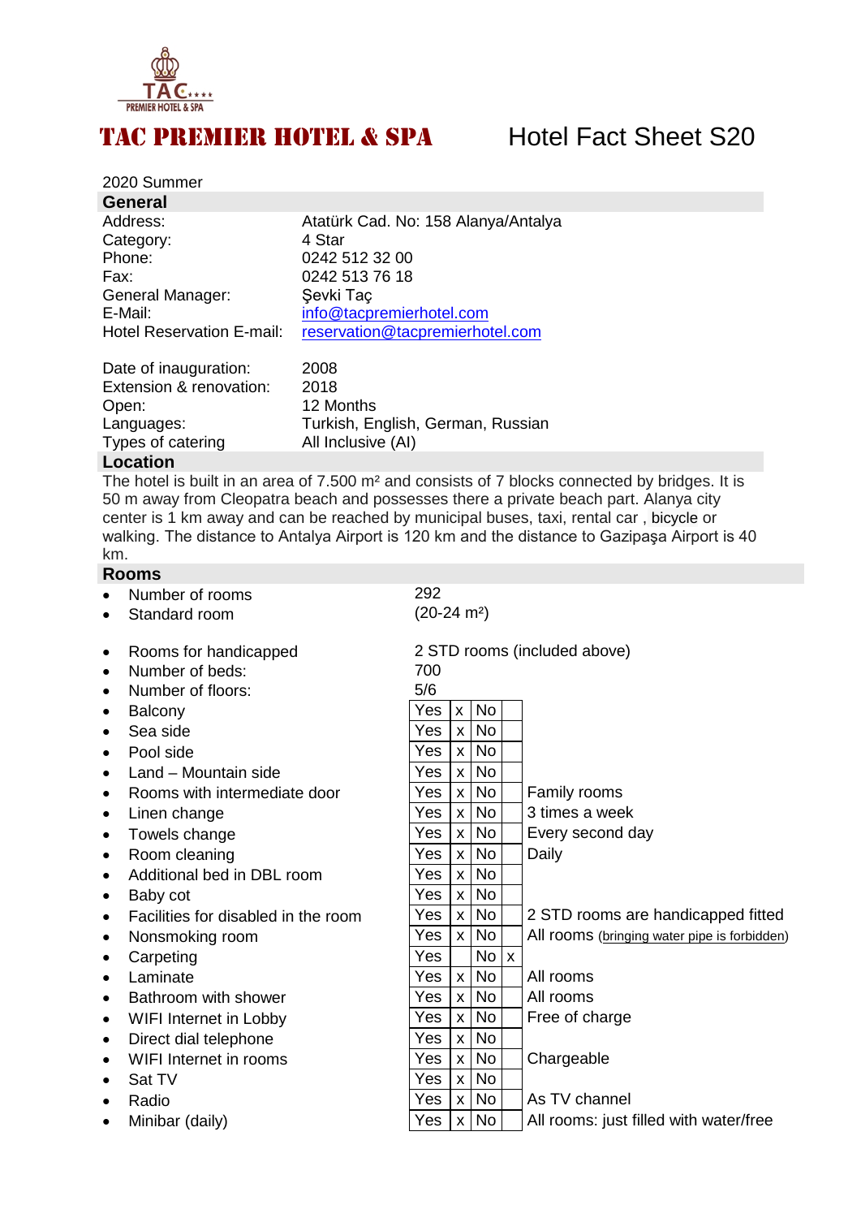# TAC PREMIER HOTEL & SPA

## Hotel Fact Sheet S20

2020 Summer

## General

| | |
|---|---|
| Address: | Atatürk Cad. No: 158 Alanya/Antalya |
| Category: | 4 Star |
| Phone: | 0242 512 32 00 |
| Fax: | 0242 513 76 18 |
| General Manager: | Şevki Taç |
| E-Mail: | info@tacpremierhotel.com |
| Hotel Reservation E-mail: | reservation@tacpremierhotel.com |
| | |
| Date of inauguration: | 2008 |
| Extension & renovation: | 2018 |
| Open: | 12 Months |
| Languages: | Turkish, English, German, Russian |
| Types of catering | All Inclusive (AI) |

## Location

The hotel is built in an area of 7.500 m² and consists of 7 blocks connected by bridges. It is 50 m away from Cleopatra beach and possesses there a private beach part. Alanya city center is 1 km away and can be reached by municipal buses, taxi, rental car , bicycle or walking. The distance to Antalya Airport is 120 km and the distance to Gazipaşa Airport is 40 km.

## Rooms

- Number of rooms: 292
- Standard room: (20-24 m²)
- Rooms for handicapped: 2 STD rooms (included above)
- Number of beds: 700
- Number of floors: 5/6

| | Yes | | No | | |
|---|---|---|---|---|---|
| Balcony | Yes | x | No | | |
| Sea side | Yes | x | No | | |
| Pool side | Yes | x | No | | |
| Land – Mountain side | Yes | x | No | | |
| Rooms with intermediate door | Yes | x | No | | Family rooms |
| Linen change | Yes | x | No | | 3 times a week |
| Towels change | Yes | x | No | | Every second day |
| Room cleaning | Yes | x | No | | Daily |
| Additional bed in DBL room | Yes | x | No | | |
| Baby cot | Yes | x | No | | |
| Facilities for disabled in the room | Yes | x | No | | 2 STD rooms are handicapped fitted |
| Nonsmoking room | Yes | x | No | | All rooms (bringing water pipe is forbidden) |
| Carpeting | Yes | | No | x | |
| Laminate | Yes | x | No | | All rooms |
| Bathroom with shower | Yes | x | No | | All rooms |
| WIFI Internet in Lobby | Yes | x | No | | Free of charge |
| Direct dial telephone | Yes | x | No | | |
| WIFI Internet in rooms | Yes | x | No | | Chargeable |
| Sat TV | Yes | x | No | | |
| Radio | Yes | x | No | | As TV channel |
| Minibar (daily) | Yes | x | No | | All rooms: just filled with water/free |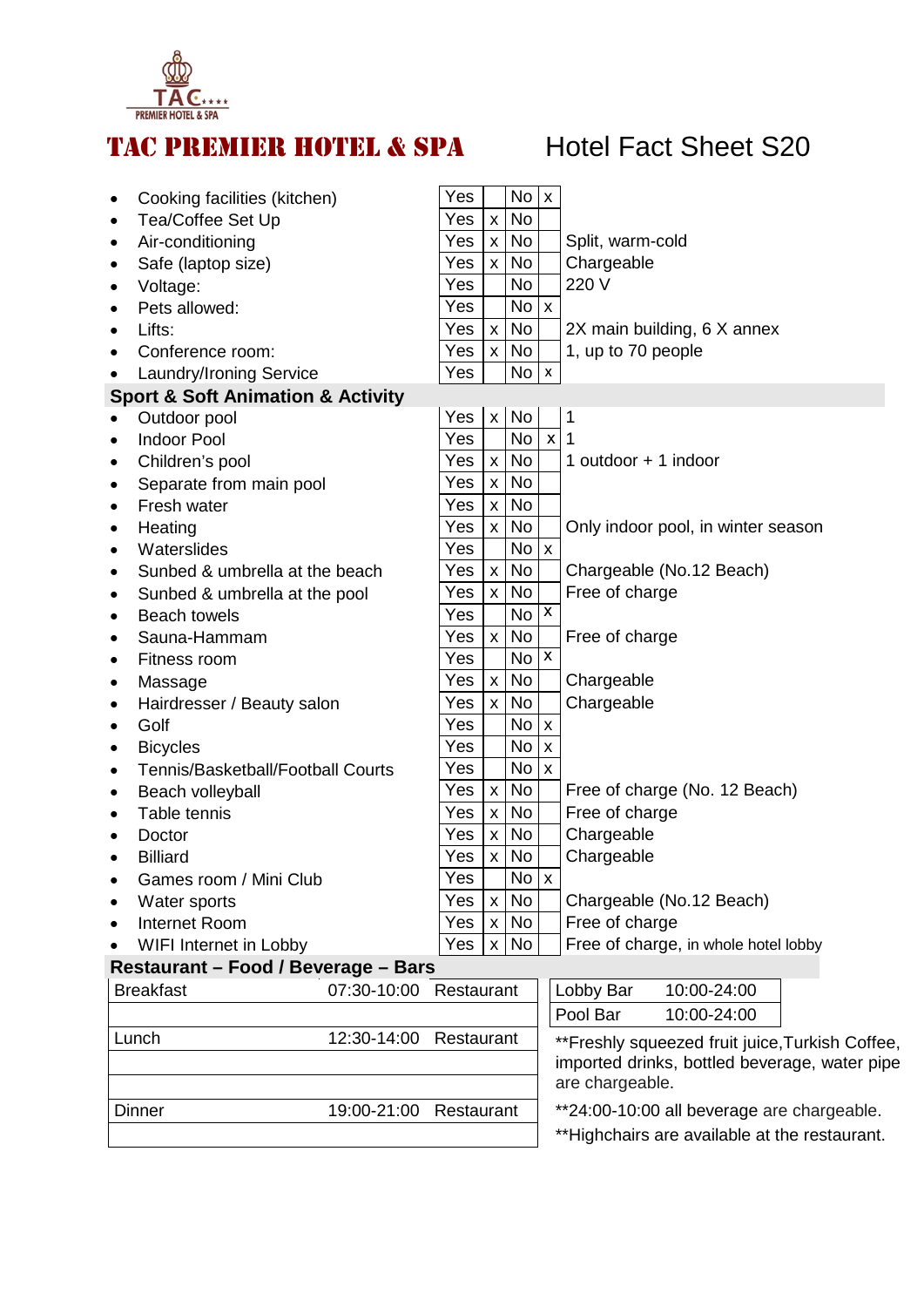# TAC PREMIER HOTEL & SPA

## Hotel Fact Sheet S20

| Facility | Yes | | No | | Notes |
|---|---|---|---|---|---|
| Cooking facilities (kitchen) | Yes | | No | x | |
| Tea/Coffee Set Up | Yes | x | No | | |
| Air-conditioning | Yes | x | No | | Split, warm-cold |
| Safe (laptop size) | Yes | x | No | | Chargeable |
| Voltage: | Yes | | No | | 220 V |
| Pets allowed: | Yes | | No | x | |
| Lifts: | Yes | x | No | | 2X main building, 6 X annex |
| Conference room: | Yes | x | No | | 1, up to 70 people |
| Laundry/Ironing Service | Yes | | No | x | |

### Sport & Soft Animation & Activity

| Facility | Yes | | No | | Notes |
|---|---|---|---|---|---|
| Outdoor pool | Yes | x | No | | 1 |
| Indoor Pool | Yes | | No | x | 1 |
| Children's pool | Yes | x | No | | 1 outdoor + 1 indoor |
| Separate from main pool | Yes | x | No | | |
| Fresh water | Yes | x | No | | |
| Heating | Yes | x | No | | Only indoor pool, in winter season |
| Waterslides | Yes | | No | x | |
| Sunbed & umbrella at the beach | Yes | x | No | | Chargeable (No.12 Beach) |
| Sunbed & umbrella at the pool | Yes | x | No | | Free of charge |
| Beach towels | Yes | | No | x | |
| Sauna-Hammam | Yes | x | No | | Free of charge |
| Fitness room | Yes | | No | x | |
| Massage | Yes | x | No | | Chargeable |
| Hairdresser / Beauty salon | Yes | x | No | | Chargeable |
| Golf | Yes | | No | x | |
| Bicycles | Yes | | No | x | |
| Tennis/Basketball/Football Courts | Yes | | No | x | |
| Beach volleyball | Yes | x | No | | Free of charge (No. 12 Beach) |
| Table tennis | Yes | x | No | | Free of charge |
| Doctor | Yes | x | No | | Chargeable |
| Billiard | Yes | x | No | | Chargeable |
| Games room / Mini Club | Yes | | No | x | |
| Water sports | Yes | x | No | | Chargeable (No.12 Beach) |
| Internet Room | Yes | x | No | | Free of charge |
| WIFI Internet in Lobby | Yes | x | No | | Free of charge, in whole hotel lobby |

### Restaurant – Food / Beverage – Bars

| Meal | Time | Location |
|---|---|---|
| Breakfast | 07:30-10:00 | Restaurant |
| Lunch | 12:30-14:00 | Restaurant |
| Dinner | 19:00-21:00 | Restaurant |

| Bar | Hours |
|---|---|
| Lobby Bar | 10:00-24:00 |
| Pool Bar | 10:00-24:00 |

**Freshly squeezed fruit juice,Turkish Coffee, imported drinks, bottled beverage, water pipe are chargeable.

**24:00-10:00 all beverage are chargeable.

**Highchairs are available at the restaurant.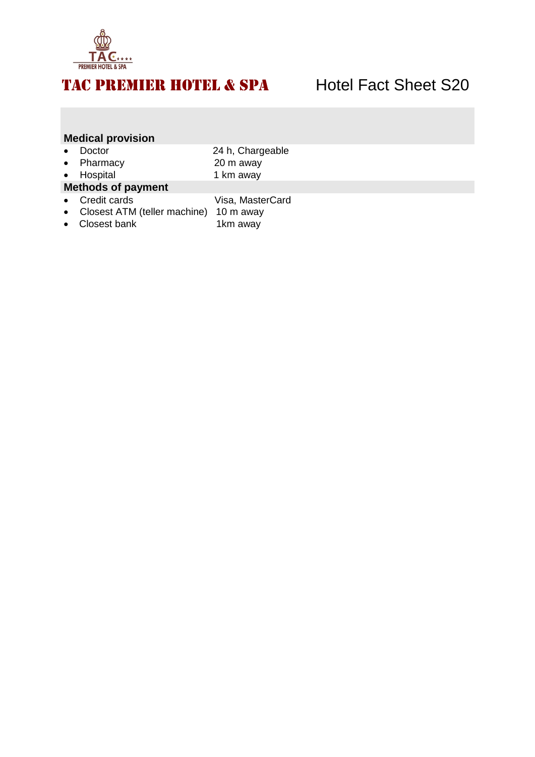# TAC PREMIER HOTEL & SPA

Hotel Fact Sheet S20

## Medical provision

| | |
|---|---|
| Doctor | 24 h, Chargeable |
| Pharmacy | 20 m away |
| Hospital | 1 km away |

## Methods of payment

| | |
|---|---|
| Credit cards | Visa, MasterCard |
| Closest ATM (teller machine) | 10 m away |
| Closest bank | 1km away |